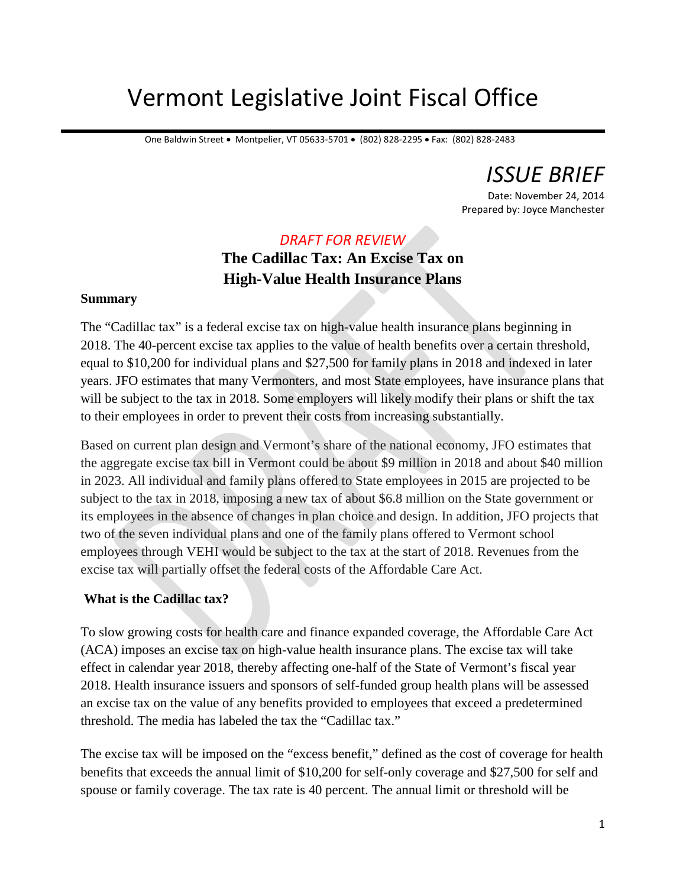# Vermont Legislative Joint Fiscal Office

One Baldwin Street • Montpelier, VT 05633-5701 • (802) 828-2295 • Fax: (802) 828-2483

*ISSUE BRIEF*

Date: November 24, 2014
Prepared by: Joyce Manchester

*DRAFT FOR REVIEW*

## The Cadillac Tax: An Excise Tax on High-Value Health Insurance Plans

### Summary

The "Cadillac tax" is a federal excise tax on high-value health insurance plans beginning in 2018. The 40-percent excise tax applies to the value of health benefits over a certain threshold, equal to $10,200 for individual plans and $27,500 for family plans in 2018 and indexed in later years. JFO estimates that many Vermonters, and most State employees, have insurance plans that will be subject to the tax in 2018. Some employers will likely modify their plans or shift the tax to their employees in order to prevent their costs from increasing substantially.

Based on current plan design and Vermont's share of the national economy, JFO estimates that the aggregate excise tax bill in Vermont could be about $9 million in 2018 and about $40 million in 2023. All individual and family plans offered to State employees in 2015 are projected to be subject to the tax in 2018, imposing a new tax of about $6.8 million on the State government or its employees in the absence of changes in plan choice and design. In addition, JFO projects that two of the seven individual plans and one of the family plans offered to Vermont school employees through VEHI would be subject to the tax at the start of 2018. Revenues from the excise tax will partially offset the federal costs of the Affordable Care Act.

### What is the Cadillac tax?

To slow growing costs for health care and finance expanded coverage, the Affordable Care Act (ACA) imposes an excise tax on high-value health insurance plans. The excise tax will take effect in calendar year 2018, thereby affecting one-half of the State of Vermont's fiscal year 2018. Health insurance issuers and sponsors of self-funded group health plans will be assessed an excise tax on the value of any benefits provided to employees that exceed a predetermined threshold. The media has labeled the tax the "Cadillac tax."

The excise tax will be imposed on the "excess benefit," defined as the cost of coverage for health benefits that exceeds the annual limit of $10,200 for self-only coverage and $27,500 for self and spouse or family coverage. The tax rate is 40 percent. The annual limit or threshold will be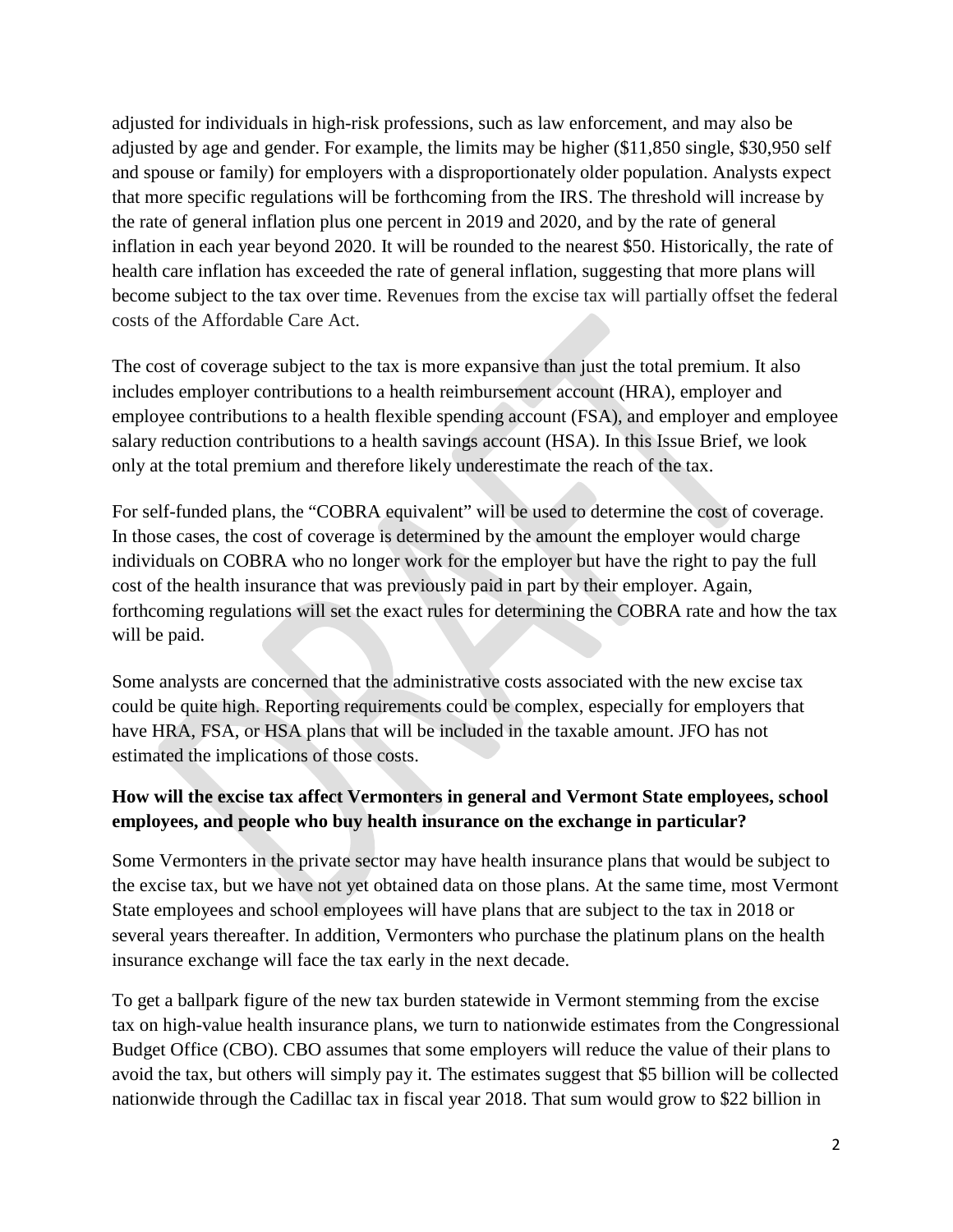adjusted for individuals in high-risk professions, such as law enforcement, and may also be adjusted by age and gender. For example, the limits may be higher ($11,850 single, $30,950 self and spouse or family) for employers with a disproportionately older population. Analysts expect that more specific regulations will be forthcoming from the IRS. The threshold will increase by the rate of general inflation plus one percent in 2019 and 2020, and by the rate of general inflation in each year beyond 2020. It will be rounded to the nearest $50. Historically, the rate of health care inflation has exceeded the rate of general inflation, suggesting that more plans will become subject to the tax over time. Revenues from the excise tax will partially offset the federal costs of the Affordable Care Act.

The cost of coverage subject to the tax is more expansive than just the total premium. It also includes employer contributions to a health reimbursement account (HRA), employer and employee contributions to a health flexible spending account (FSA), and employer and employee salary reduction contributions to a health savings account (HSA). In this Issue Brief, we look only at the total premium and therefore likely underestimate the reach of the tax.

For self-funded plans, the "COBRA equivalent" will be used to determine the cost of coverage. In those cases, the cost of coverage is determined by the amount the employer would charge individuals on COBRA who no longer work for the employer but have the right to pay the full cost of the health insurance that was previously paid in part by their employer. Again, forthcoming regulations will set the exact rules for determining the COBRA rate and how the tax will be paid.

Some analysts are concerned that the administrative costs associated with the new excise tax could be quite high. Reporting requirements could be complex, especially for employers that have HRA, FSA, or HSA plans that will be included in the taxable amount. JFO has not estimated the implications of those costs.

**How will the excise tax affect Vermonters in general and Vermont State employees, school employees, and people who buy health insurance on the exchange in particular?**

Some Vermonters in the private sector may have health insurance plans that would be subject to the excise tax, but we have not yet obtained data on those plans. At the same time, most Vermont State employees and school employees will have plans that are subject to the tax in 2018 or several years thereafter. In addition, Vermonters who purchase the platinum plans on the health insurance exchange will face the tax early in the next decade.

To get a ballpark figure of the new tax burden statewide in Vermont stemming from the excise tax on high-value health insurance plans, we turn to nationwide estimates from the Congressional Budget Office (CBO). CBO assumes that some employers will reduce the value of their plans to avoid the tax, but others will simply pay it. The estimates suggest that $5 billion will be collected nationwide through the Cadillac tax in fiscal year 2018. That sum would grow to $22 billion in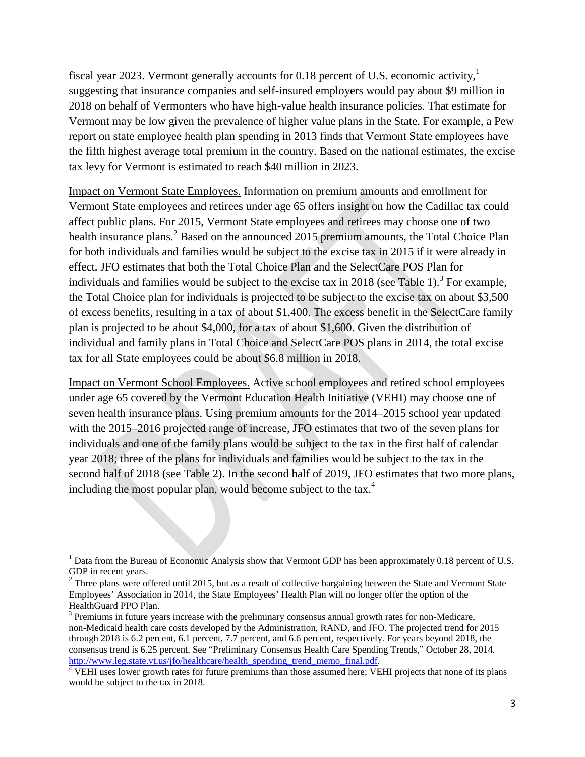fiscal year 2023. Vermont generally accounts for 0.18 percent of U.S. economic activity,[1] suggesting that insurance companies and self-insured employers would pay about $9 million in 2018 on behalf of Vermonters who have high-value health insurance policies. That estimate for Vermont may be low given the prevalence of higher value plans in the State. For example, a Pew report on state employee health plan spending in 2013 finds that Vermont State employees have the fifth highest average total premium in the country. Based on the national estimates, the excise tax levy for Vermont is estimated to reach $40 million in 2023.

<u>Impact on Vermont State Employees.</u> Information on premium amounts and enrollment for Vermont State employees and retirees under age 65 offers insight on how the Cadillac tax could affect public plans. For 2015, Vermont State employees and retirees may choose one of two health insurance plans.[2] Based on the announced 2015 premium amounts, the Total Choice Plan for both individuals and families would be subject to the excise tax in 2015 if it were already in effect. JFO estimates that both the Total Choice Plan and the SelectCare POS Plan for individuals and families would be subject to the excise tax in 2018 (see Table 1).[3] For example, the Total Choice plan for individuals is projected to be subject to the excise tax on about $3,500 of excess benefits, resulting in a tax of about $1,400. The excess benefit in the SelectCare family plan is projected to be about $4,000, for a tax of about $1,600. Given the distribution of individual and family plans in Total Choice and SelectCare POS plans in 2014, the total excise tax for all State employees could be about $6.8 million in 2018.

<u>Impact on Vermont School Employees.</u> Active school employees and retired school employees under age 65 covered by the Vermont Education Health Initiative (VEHI) may choose one of seven health insurance plans. Using premium amounts for the 2014–2015 school year updated with the 2015–2016 projected range of increase, JFO estimates that two of the seven plans for individuals and one of the family plans would be subject to the tax in the first half of calendar year 2018; three of the plans for individuals and families would be subject to the tax in the second half of 2018 (see Table 2). In the second half of 2019, JFO estimates that two more plans, including the most popular plan, would become subject to the tax.[4]

---

[1] Data from the Bureau of Economic Analysis show that Vermont GDP has been approximately 0.18 percent of U.S. GDP in recent years.

[2] Three plans were offered until 2015, but as a result of collective bargaining between the State and Vermont State Employees' Association in 2014, the State Employees' Health Plan will no longer offer the option of the HealthGuard PPO Plan.

[3] Premiums in future years increase with the preliminary consensus annual growth rates for non-Medicare, non-Medicaid health care costs developed by the Administration, RAND, and JFO. The projected trend for 2015 through 2018 is 6.2 percent, 6.1 percent, 7.7 percent, and 6.6 percent, respectively. For years beyond 2018, the consensus trend is 6.25 percent. See "Preliminary Consensus Health Care Spending Trends," October 28, 2014. http://www.leg.state.vt.us/jfo/healthcare/health_spending_trend_memo_final.pdf.

[4] VEHI uses lower growth rates for future premiums than those assumed here; VEHI projects that none of its plans would be subject to the tax in 2018.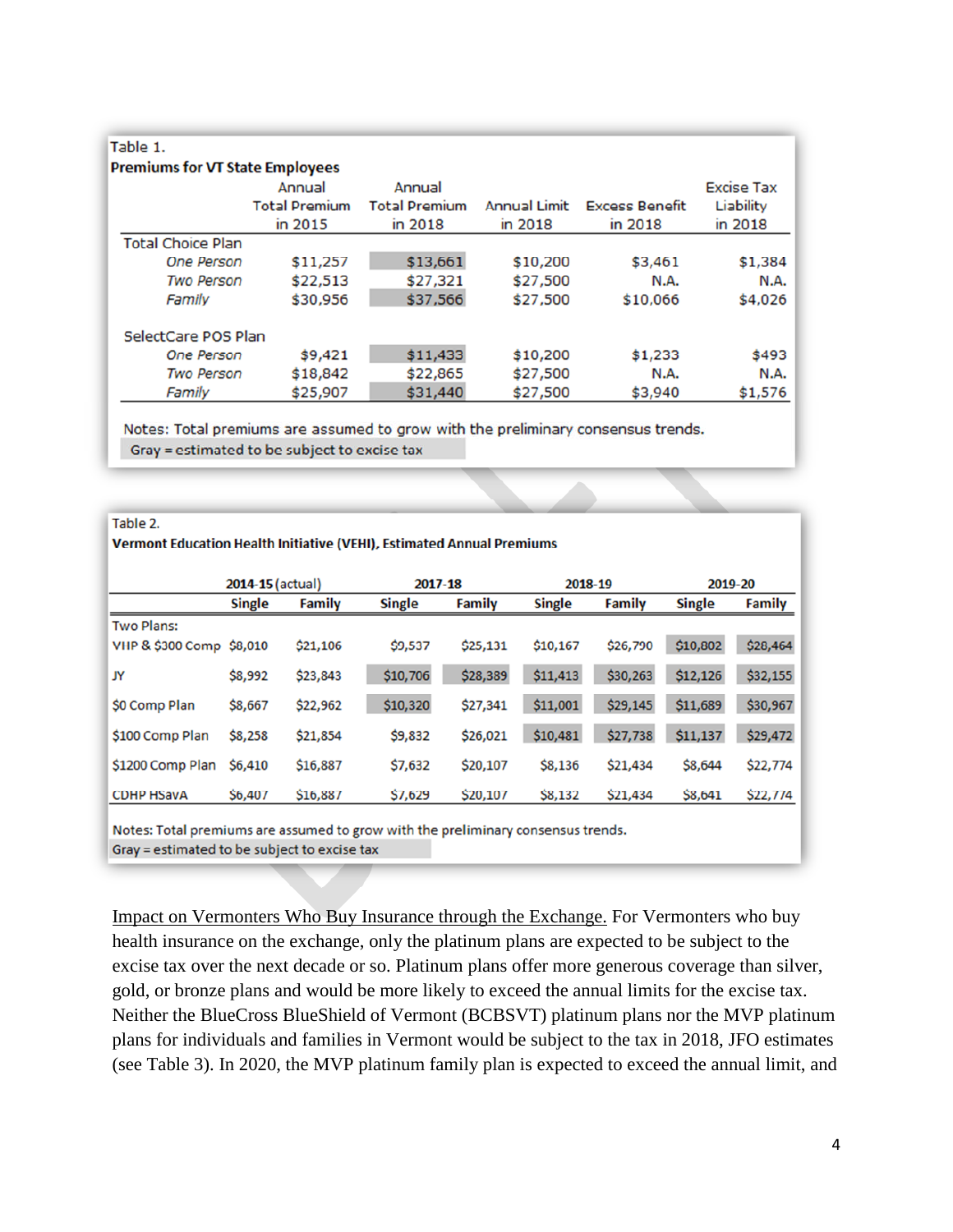Table 1.

**Premiums for VT State Employees**

| | Annual Total Premium in 2015 | Annual Total Premium in 2018 | Annual Limit in 2018 | Excess Benefit in 2018 | Excise Tax Liability in 2018 |
|---|---|---|---|---|---|
| Total Choice Plan | | | | | |
| *One Person* | $11,257 | $13,661 | $10,200 | $3,461 | $1,384 |
| *Two Person* | $22,513 | $27,321 | $27,500 | N.A. | N.A. |
| *Family* | $30,956 | $37,566 | $27,500 | $10,066 | $4,026 |
| SelectCare POS Plan | | | | | |
| *One Person* | $9,421 | $11,433 | $10,200 | $1,233 | $493 |
| *Two Person* | $18,842 | $22,865 | $27,500 | N.A. | N.A. |
| *Family* | $25,907 | $31,440 | $27,500 | $3,940 | $1,576 |

Notes: Total premiums are assumed to grow with the preliminary consensus trends.
Gray = estimated to be subject to excise tax

Table 2.

**Vermont Education Health Initiative (VEHI), Estimated Annual Premiums**

| | 2014-15 (actual) | | 2017-18 | | 2018-19 | | 2019-20 | |
|---|---|---|---|---|---|---|---|---|
| | **Single** | **Family** | **Single** | **Family** | **Single** | **Family** | **Single** | **Family** |
| Two Plans: | | | | | | | | |
| VHP & $300 Comp | $8,010 | $21,106 | $9,537 | $25,131 | $10,167 | $26,790 | $10,802 | $28,464 |
| JY | $8,992 | $23,843 | $10,706 | $28,389 | $11,413 | $30,263 | $12,126 | $32,155 |
| $0 Comp Plan | $8,667 | $22,962 | $10,320 | $27,341 | $11,001 | $29,145 | $11,689 | $30,967 |
| $100 Comp Plan | $8,258 | $21,854 | $9,832 | $26,021 | $10,481 | $27,738 | $11,137 | $29,472 |
| $1200 Comp Plan | $6,410 | $16,887 | $7,632 | $20,107 | $8,136 | $21,434 | $8,644 | $22,774 |
| CDHP HSavA | $6,407 | $16,887 | $7,629 | $20,107 | $8,132 | $21,434 | $8,641 | $22,774 |

Notes: Total premiums are assumed to grow with the preliminary consensus trends.
Gray = estimated to be subject to excise tax

Impact on Vermonters Who Buy Insurance through the Exchange. For Vermonters who buy health insurance on the exchange, only the platinum plans are expected to be subject to the excise tax over the next decade or so. Platinum plans offer more generous coverage than silver, gold, or bronze plans and would be more likely to exceed the annual limits for the excise tax. Neither the BlueCross BlueShield of Vermont (BCBSVT) platinum plans nor the MVP platinum plans for individuals and families in Vermont would be subject to the tax in 2018, JFO estimates (see Table 3). In 2020, the MVP platinum family plan is expected to exceed the annual limit, and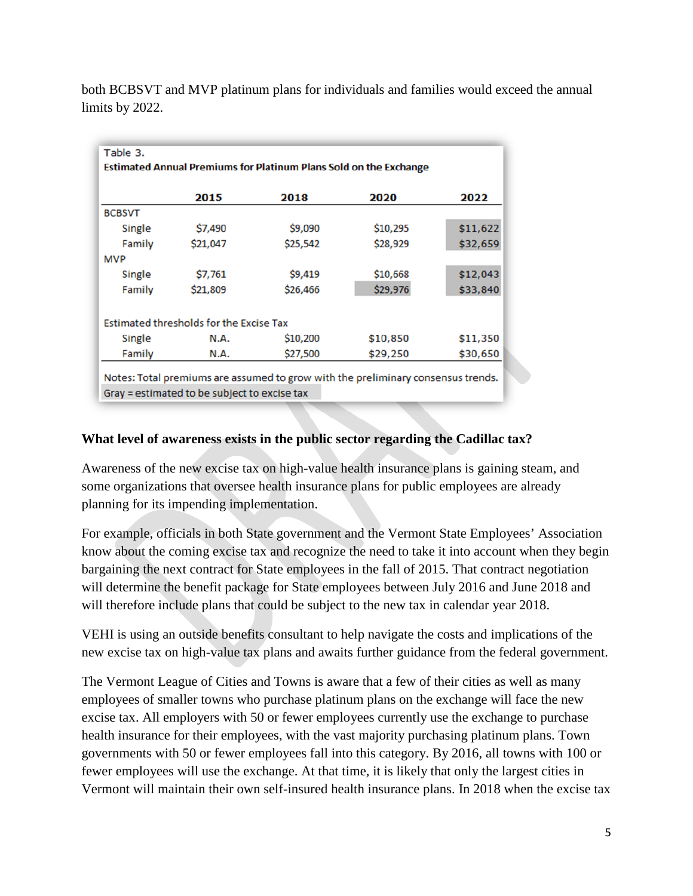both BCBSVT and MVP platinum plans for individuals and families would exceed the annual limits by 2022.

Table 3.
**Estimated Annual Premiums for Platinum Plans Sold on the Exchange**

| | 2015 | 2018 | 2020 | 2022 |
|---|---|---|---|---|
| BCBSVT | | | | |
| Single | $7,490 | $9,090 | $10,295 | $11,622 |
| Family | $21,047 | $25,542 | $28,929 | $32,659 |
| MVP | | | | |
| Single | $7,761 | $9,419 | $10,668 | $12,043 |
| Family | $21,809 | $26,466 | $29,976 | $33,840 |
| Estimated thresholds for the Excise Tax | | | | |
| Single | N.A. | $10,200 | $10,850 | $11,350 |
| Family | N.A. | $27,500 | $29,250 | $30,650 |

Notes: Total premiums are assumed to grow with the preliminary consensus trends.
Gray = estimated to be subject to excise tax

### What level of awareness exists in the public sector regarding the Cadillac tax?

Awareness of the new excise tax on high-value health insurance plans is gaining steam, and some organizations that oversee health insurance plans for public employees are already planning for its impending implementation.

For example, officials in both State government and the Vermont State Employees' Association know about the coming excise tax and recognize the need to take it into account when they begin bargaining the next contract for State employees in the fall of 2015. That contract negotiation will determine the benefit package for State employees between July 2016 and June 2018 and will therefore include plans that could be subject to the new tax in calendar year 2018.

VEHI is using an outside benefits consultant to help navigate the costs and implications of the new excise tax on high-value tax plans and awaits further guidance from the federal government.

The Vermont League of Cities and Towns is aware that a few of their cities as well as many employees of smaller towns who purchase platinum plans on the exchange will face the new excise tax. All employers with 50 or fewer employees currently use the exchange to purchase health insurance for their employees, with the vast majority purchasing platinum plans. Town governments with 50 or fewer employees fall into this category. By 2016, all towns with 100 or fewer employees will use the exchange. At that time, it is likely that only the largest cities in Vermont will maintain their own self-insured health insurance plans. In 2018 when the excise tax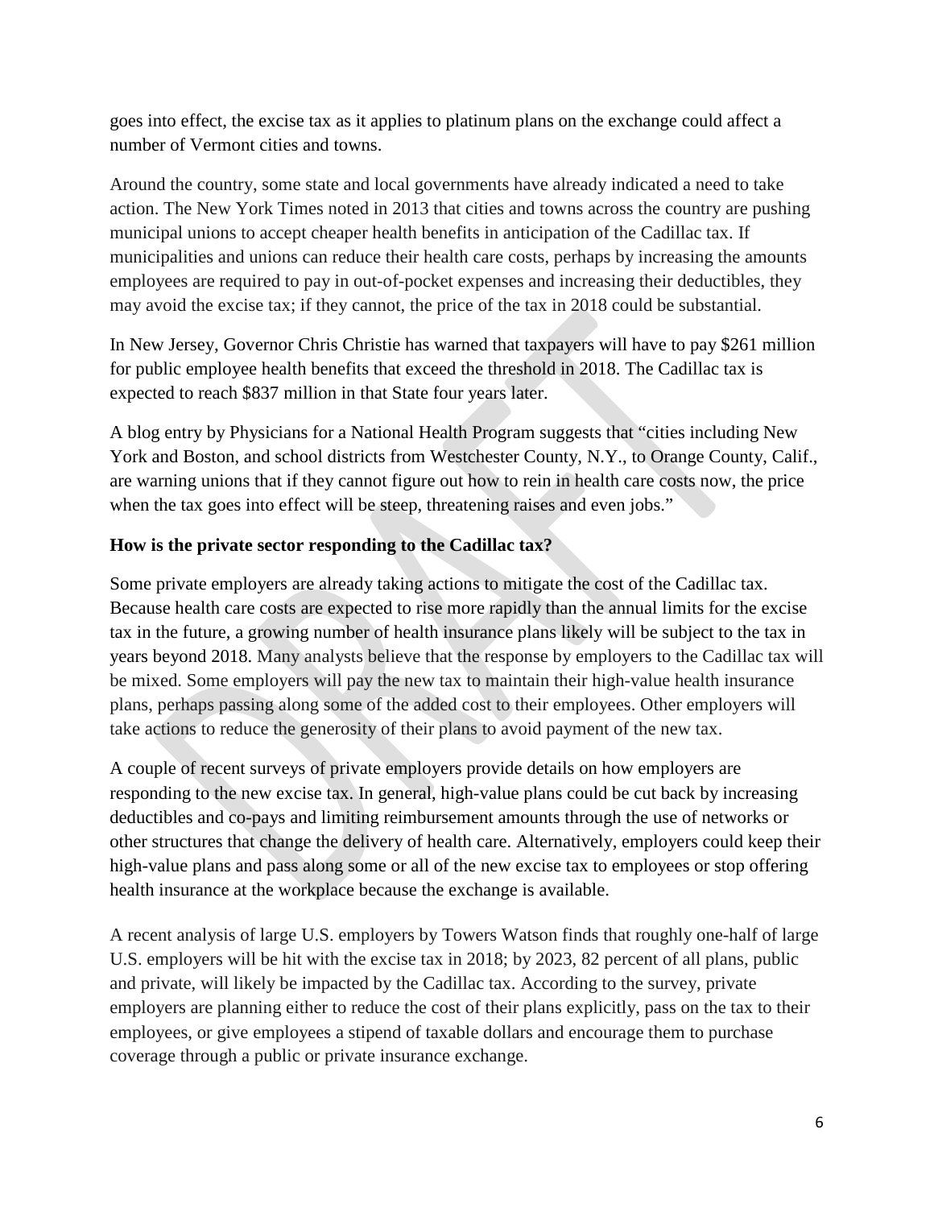goes into effect, the excise tax as it applies to platinum plans on the exchange could affect a number of Vermont cities and towns.

Around the country, some state and local governments have already indicated a need to take action. The New York Times noted in 2013 that cities and towns across the country are pushing municipal unions to accept cheaper health benefits in anticipation of the Cadillac tax. If municipalities and unions can reduce their health care costs, perhaps by increasing the amounts employees are required to pay in out-of-pocket expenses and increasing their deductibles, they may avoid the excise tax; if they cannot, the price of the tax in 2018 could be substantial.

In New Jersey, Governor Chris Christie has warned that taxpayers will have to pay $261 million for public employee health benefits that exceed the threshold in 2018. The Cadillac tax is expected to reach $837 million in that State four years later.

A blog entry by Physicians for a National Health Program suggests that "cities including New York and Boston, and school districts from Westchester County, N.Y., to Orange County, Calif., are warning unions that if they cannot figure out how to rein in health care costs now, the price when the tax goes into effect will be steep, threatening raises and even jobs."

**How is the private sector responding to the Cadillac tax?**

Some private employers are already taking actions to mitigate the cost of the Cadillac tax. Because health care costs are expected to rise more rapidly than the annual limits for the excise tax in the future, a growing number of health insurance plans likely will be subject to the tax in years beyond 2018. Many analysts believe that the response by employers to the Cadillac tax will be mixed. Some employers will pay the new tax to maintain their high-value health insurance plans, perhaps passing along some of the added cost to their employees. Other employers will take actions to reduce the generosity of their plans to avoid payment of the new tax.

A couple of recent surveys of private employers provide details on how employers are responding to the new excise tax. In general, high-value plans could be cut back by increasing deductibles and co-pays and limiting reimbursement amounts through the use of networks or other structures that change the delivery of health care. Alternatively, employers could keep their high-value plans and pass along some or all of the new excise tax to employees or stop offering health insurance at the workplace because the exchange is available.

A recent analysis of large U.S. employers by Towers Watson finds that roughly one-half of large U.S. employers will be hit with the excise tax in 2018; by 2023, 82 percent of all plans, public and private, will likely be impacted by the Cadillac tax. According to the survey, private employers are planning either to reduce the cost of their plans explicitly, pass on the tax to their employees, or give employees a stipend of taxable dollars and encourage them to purchase coverage through a public or private insurance exchange.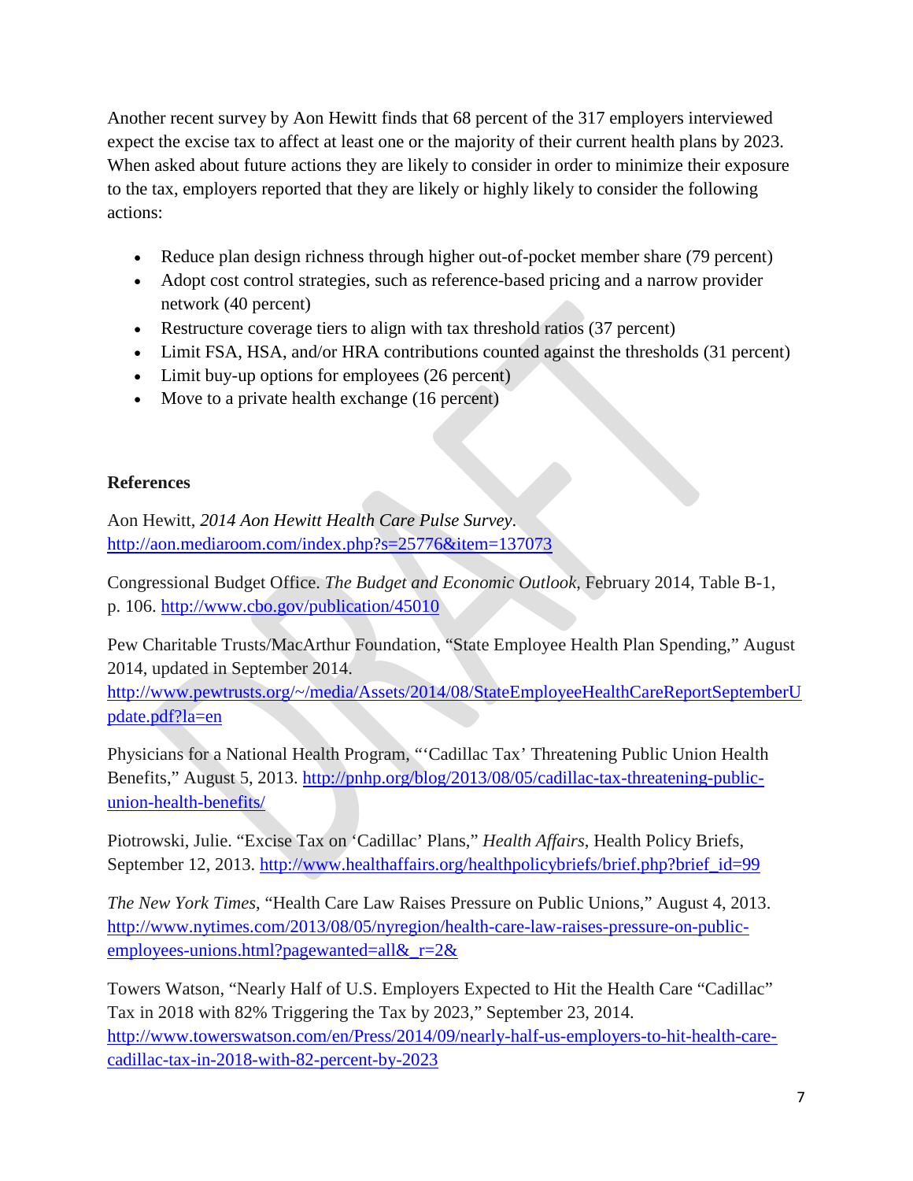Another recent survey by Aon Hewitt finds that 68 percent of the 317 employers interviewed expect the excise tax to affect at least one or the majority of their current health plans by 2023. When asked about future actions they are likely to consider in order to minimize their exposure to the tax, employers reported that they are likely or highly likely to consider the following actions:

- Reduce plan design richness through higher out-of-pocket member share (79 percent)
- Adopt cost control strategies, such as reference-based pricing and a narrow provider network (40 percent)
- Restructure coverage tiers to align with tax threshold ratios (37 percent)
- Limit FSA, HSA, and/or HRA contributions counted against the thresholds (31 percent)
- Limit buy-up options for employees (26 percent)
- Move to a private health exchange (16 percent)

**References**

Aon Hewitt, *2014 Aon Hewitt Health Care Pulse Survey*. http://aon.mediaroom.com/index.php?s=25776&item=137073

Congressional Budget Office. *The Budget and Economic Outlook,* February 2014, Table B-1, p. 106. http://www.cbo.gov/publication/45010

Pew Charitable Trusts/MacArthur Foundation, "State Employee Health Plan Spending," August 2014, updated in September 2014. http://www.pewtrusts.org/~/media/Assets/2014/08/StateEmployeeHealthCareReportSeptemberUpdate.pdf?la=en

Physicians for a National Health Program, "'Cadillac Tax' Threatening Public Union Health Benefits," August 5, 2013. http://pnhp.org/blog/2013/08/05/cadillac-tax-threatening-public-union-health-benefits/

Piotrowski, Julie. "Excise Tax on 'Cadillac' Plans," *Health Affairs*, Health Policy Briefs, September 12, 2013. http://www.healthaffairs.org/healthpolicybriefs/brief.php?brief_id=99

*The New York Times*, "Health Care Law Raises Pressure on Public Unions," August 4, 2013. http://www.nytimes.com/2013/08/05/nyregion/health-care-law-raises-pressure-on-public-employees-unions.html?pagewanted=all&_r=2&

Towers Watson, "Nearly Half of U.S. Employers Expected to Hit the Health Care "Cadillac" Tax in 2018 with 82% Triggering the Tax by 2023," September 23, 2014. http://www.towerswatson.com/en/Press/2014/09/nearly-half-us-employers-to-hit-health-care-cadillac-tax-in-2018-with-82-percent-by-2023